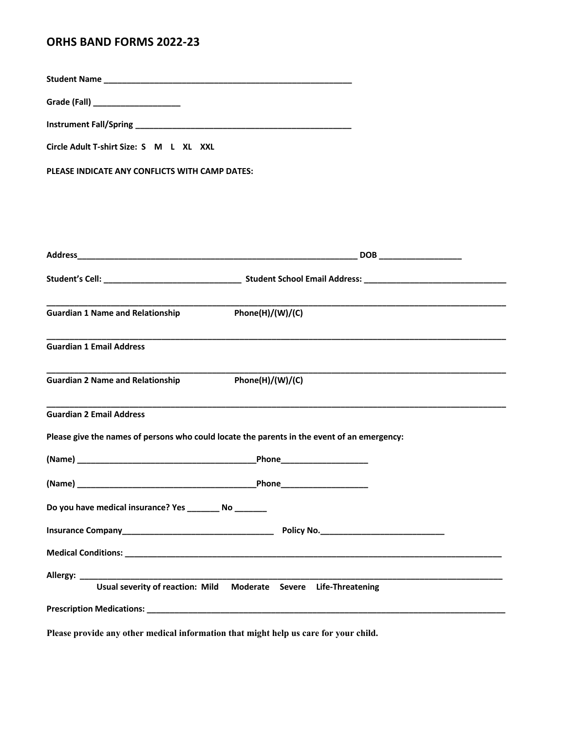# ORHS BAND FORMS 2022-23

**Student Name** ______________________________________________________

**Grade (Fall)** __________________

**Instrument Fall/Spring** _______________________________________________

**Circle Adult T-shirt Size: S M L XL XXL**

**PLEASE INDICATE ANY CONFLICTS WITH CAMP DATES:**

**Address**_____________________________________________________________ **DOB** _________________

**Student's Cell:** ______________________________ **Student School Email Address:** ______________________________

_____________________________________________________________________________________________

**Guardian 1 Name and Relationship** **Phone(H)/(W)/(C)**

_____________________________________________________________________________________________

**Guardian 1 Email Address**

_____________________________________________________________________________________________

**Guardian 2 Name and Relationship** **Phone(H)/(W)/(C)**

_____________________________________________________________________________________________

**Guardian 2 Email Address**

**Please give the names of persons who could locate the parents in the event of an emergency:**

**(Name)** ________________________________________**Phone**___________________

**(Name)** ________________________________________**Phone**___________________

**Do you have medical insurance? Yes** _______ **No** _______

**Insurance Company**_________________________________ **Policy No.**___________________________

**Medical Conditions:** _________________________________________________________________________________

**Allergy:** _________________________________________________________________________________________

**Usual severity of reaction: Mild Moderate Severe Life-Threatening**

**Prescription Medications:** _____________________________________________________________________________

**Please provide any other medical information that might help us care for your child.**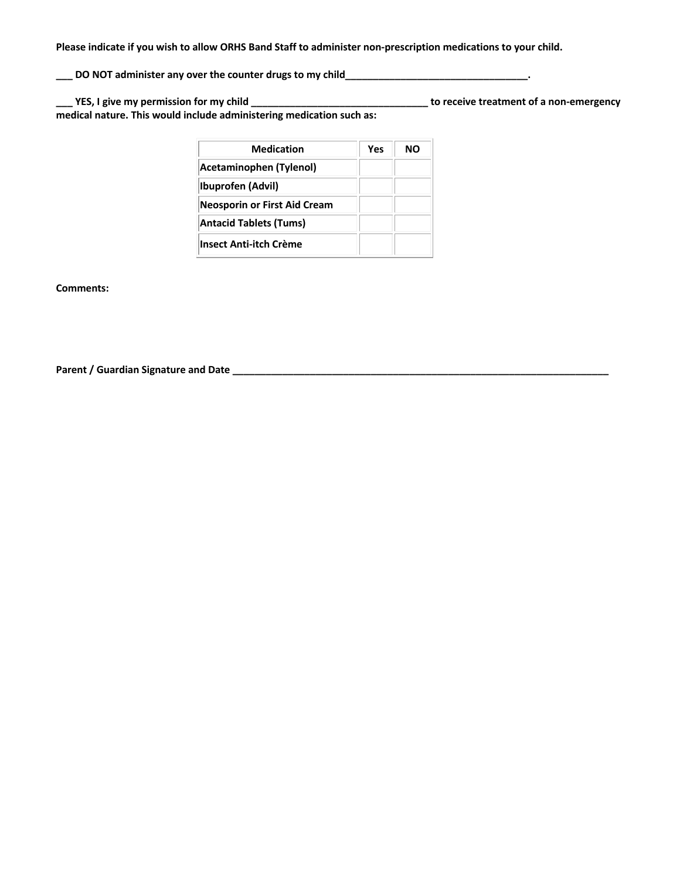**Please indicate if you wish to allow ORHS Band Staff to administer non-prescription medications to your child.**

**___ DO NOT administer any over the counter drugs to my child_________________________________.**

**___ YES, I give my permission for my child ________________________________ to receive treatment of a non-emergency medical nature. This would include administering medication such as:**

| Medication | Yes | NO |
|---|---|---|
| **Acetaminophen (Tylenol)** | | |
| **Ibuprofen (Advil)** | | |
| **Neosporin or First Aid Cream** | | |
| **Antacid Tablets (Tums)** | | |
| **Insect Anti-itch Crème** | | |

**Comments:**

**Parent / Guardian Signature and Date ____________________________________________________________________**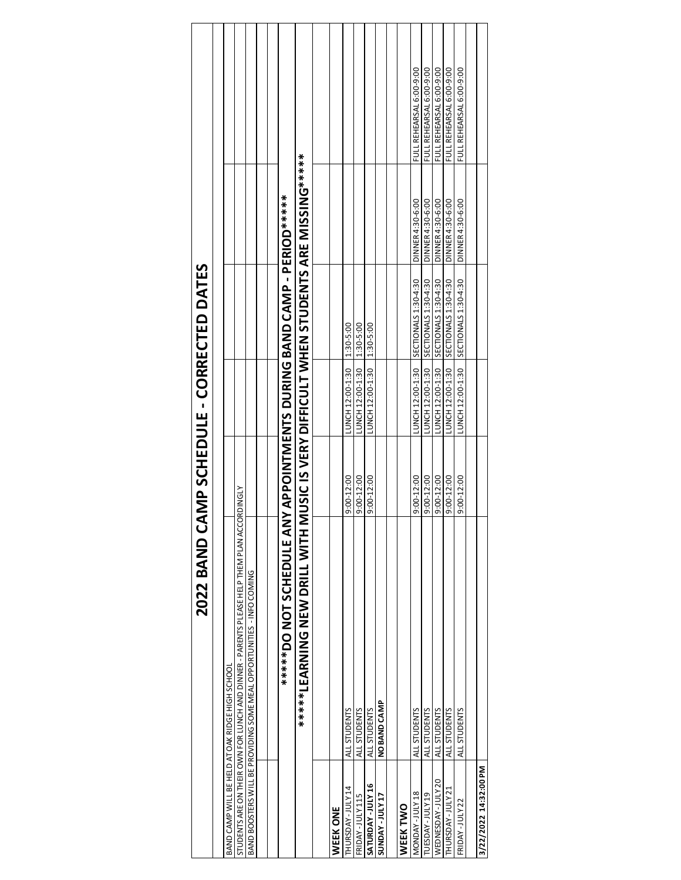# 2022 BAND CAMP SCHEDULE - CORRECTED DATES

BAND CAMP WILL BE HELD AT OAK RIDGE HIGH SCHOOL

STUDENTS ARE ON THEIR OWN FOR LUNCH AND DINNER - PARENTS PLEASE HELP THEM PLAN ACCORDINGLY

BAND BOOSTERS WILL BE PROVIDING SOME MEAL OPPORTUNITIES - INFO COMING

**\*\*\*\*\*DO NOT SCHEDULE ANY APPOINTMENTS DURING BAND CAMP - PERIOD\*\*\*\*\***

**\*\*\*\*\*LEARNING NEW DRILL WITH MUSIC IS VERY DIFFICULT WHEN STUDENTS ARE MISSING\*\*\*\*\***

| | | | | | | | |
|---|---|---|---|---|---|---|---|
| **WEEK ONE** | | | | | | | |
| THURSDAY - JULY 14 | ALL STUDENTS | 9:00-12:00 | LUNCH 12:00-1:30 | 1:30-5:00 | | | |
| FRIDAY - JULY 115 | ALL STUDENTS | 9:00-12:00 | LUNCH 12:00-1:30 | 1:30-5:00 | | | |
| **SATURDAY - JULY 16** | ALL STUDENTS | 9:00-12:00 | LUNCH 12:00-1:30 | 1:30-5:00 | | | |
| **SUNDAY - JULY 17** | **NO BAND CAMP** | | | | | | |
| | | | | | | | |
| **WEEK TWO** | | | | | | | |
| MONDAY - JULY 18 | ALL STUDENTS | 9:00-12:00 | LUNCH 12:00-1:30 | SECTIONALS 1:30-4:30 | DINNER 4:30-6:00 | FULL REHEARSAL 6:00-9:00 | |
| TUESDAY - JULY 19 | ALL STUDENTS | 9:00-12:00 | LUNCH 12:00-1:30 | SECTIONALS 1:30-4:30 | DINNER 4:30-6:00 | FULL REHEARSAL 6:00-9:00 | |
| WEDNESDAY - JULY 20 | ALL STUDENTS | 9:00-12:00 | LUNCH 12:00-1:30 | SECTIONALS 1:30-4:30 | DINNER 4:30-6:00 | FULL REHEARSAL 6:00-9:00 | |
| THURSDAY - JULY 21 | ALL STUDENTS | 9:00-12:00 | LUNCH 12:00-1:30 | SECTIONALS 1:30-4:30 | DINNER 4:30-6:00 | FULL REHEARSAL 6:00-9:00 | |
| FRIDAY - JULY 22 | ALL STUDENTS | 9:00-12:00 | LUNCH 12:00-1:30 | SECTIONALS 1:30-4:30 | DINNER 4:30-6:00 | FULL REHEARSAL 6:00-9:00 | |

**3/22/2022 14:32:00 PM**